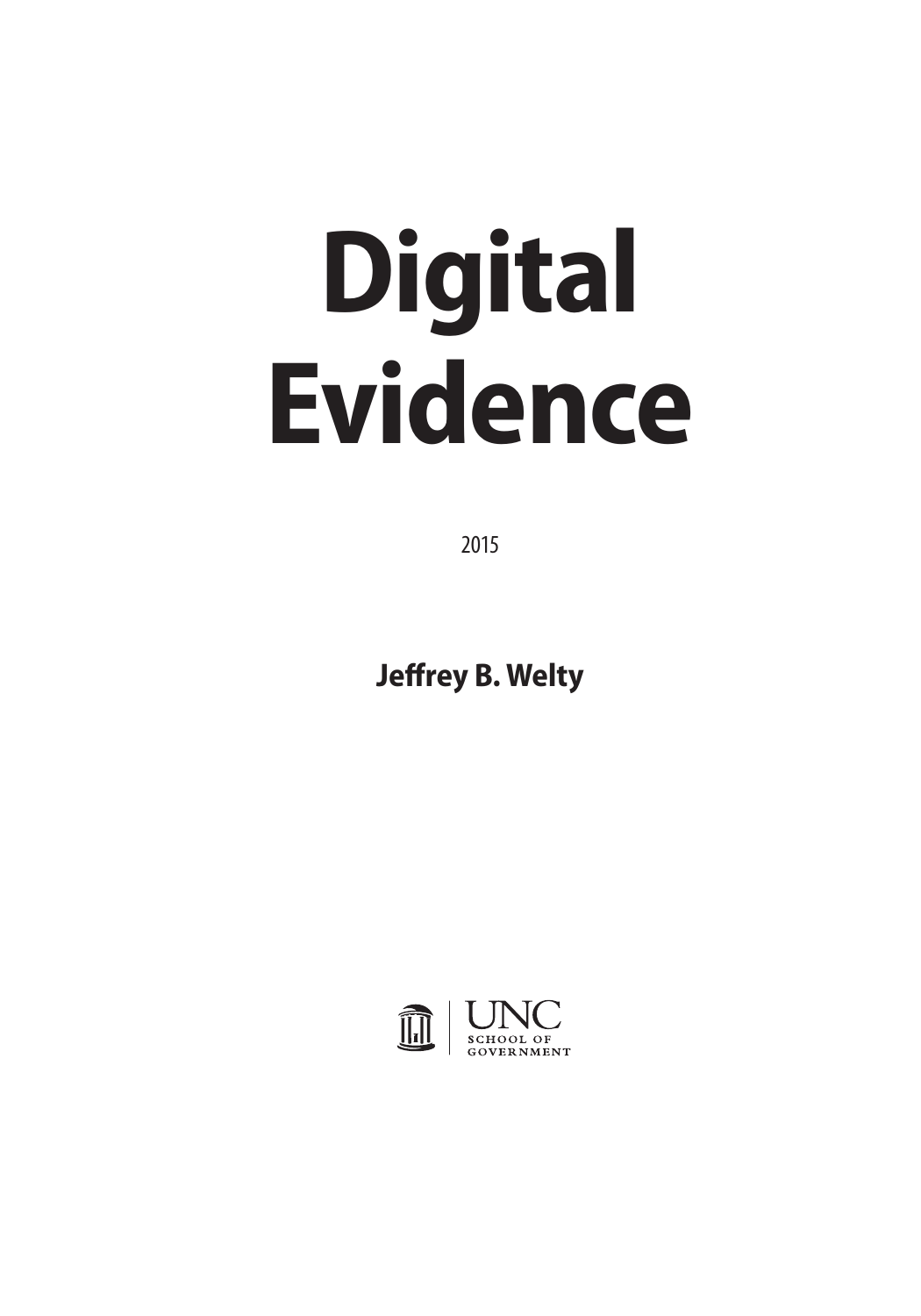# Digital Evidence

2015

**Jeffrey B. Welty**

UNC
SCHOOL OF
GOVERNMENT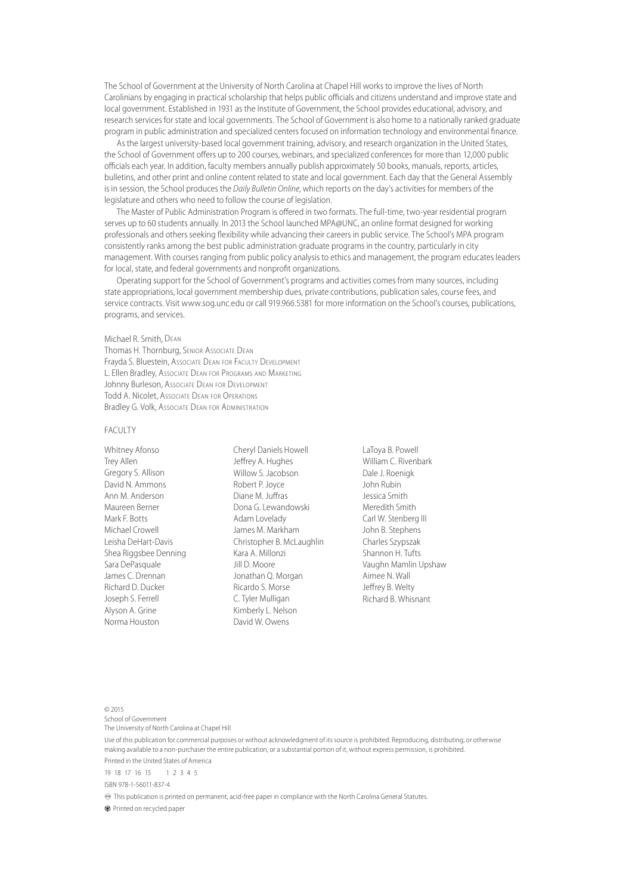The School of Government at the University of North Carolina at Chapel Hill works to improve the lives of North Carolinians by engaging in practical scholarship that helps public officials and citizens understand and improve state and local government. Established in 1931 as the Institute of Government, the School provides educational, advisory, and research services for state and local governments. The School of Government is also home to a nationally ranked graduate program in public administration and specialized centers focused on information technology and environmental finance.

As the largest university-based local government training, advisory, and research organization in the United States, the School of Government offers up to 200 courses, webinars, and specialized conferences for more than 12,000 public officials each year. In addition, faculty members annually publish approximately 50 books, manuals, reports, articles, bulletins, and other print and online content related to state and local government. Each day that the General Assembly is in session, the School produces the *Daily Bulletin Online*, which reports on the day's activities for members of the legislature and others who need to follow the course of legislation.

The Master of Public Administration Program is offered in two formats. The full-time, two-year residential program serves up to 60 students annually. In 2013 the School launched MPA@UNC, an online format designed for working professionals and others seeking flexibility while advancing their careers in public service. The School's MPA program consistently ranks among the best public administration graduate programs in the country, particularly in city management. With courses ranging from public policy analysis to ethics and management, the program educates leaders for local, state, and federal governments and nonprofit organizations.

Operating support for the School of Government's programs and activities comes from many sources, including state appropriations, local government membership dues, private contributions, publication sales, course fees, and service contracts. Visit www.sog.unc.edu or call 919.966.5381 for more information on the School's courses, publications, programs, and services.

Michael R. Smith, Dean
Thomas H. Thornburg, Senior Associate Dean
Frayda S. Bluestein, Associate Dean for Faculty Development
L. Ellen Bradley, Associate Dean for Programs and Marketing
Johnny Burleson, Associate Dean for Development
Todd A. Nicolet, Associate Dean for Operations
Bradley G. Volk, Associate Dean for Administration

FACULTY

Whitney Afonso
Trey Allen
Gregory S. Allison
David N. Ammons
Ann M. Anderson
Maureen Berner
Mark F. Botts
Michael Crowell
Leisha DeHart-Davis
Shea Riggsbee Denning
Sara DePasquale
James C. Drennan
Richard D. Ducker
Joseph S. Ferrell
Alyson A. Grine
Norma Houston
Cheryl Daniels Howell
Jeffrey A. Hughes
Willow S. Jacobson
Robert P. Joyce
Diane M. Juffras
Dona G. Lewandowski
Adam Lovelady
James M. Markham
Christopher B. McLaughlin
Kara A. Millonzi
Jill D. Moore
Jonathan Q. Morgan
Ricardo S. Morse
C. Tyler Mulligan
Kimberly L. Nelson
David W. Owens
LaToya B. Powell
William C. Rivenbark
Dale J. Roenigk
John Rubin
Jessica Smith
Meredith Smith
Carl W. Stenberg III
John B. Stephens
Charles Szypszak
Shannon H. Tufts
Vaughn Mamlin Upshaw
Aimee N. Wall
Jeffrey B. Welty
Richard B. Whisnant

© 2015
School of Government
The University of North Carolina at Chapel Hill

Use of this publication for commercial purposes or without acknowledgment of its source is prohibited. Reproducing, distributing, or otherwise making available to a non-purchaser the entire publication, or a substantial portion of it, without express permission, is prohibited.

Printed in the United States of America

19 18 17 16 15     1 2 3 4 5

ISBN 978-1-56011-837-4

This publication is printed on permanent, acid-free paper in compliance with the North Carolina General Statutes.

Printed on recycled paper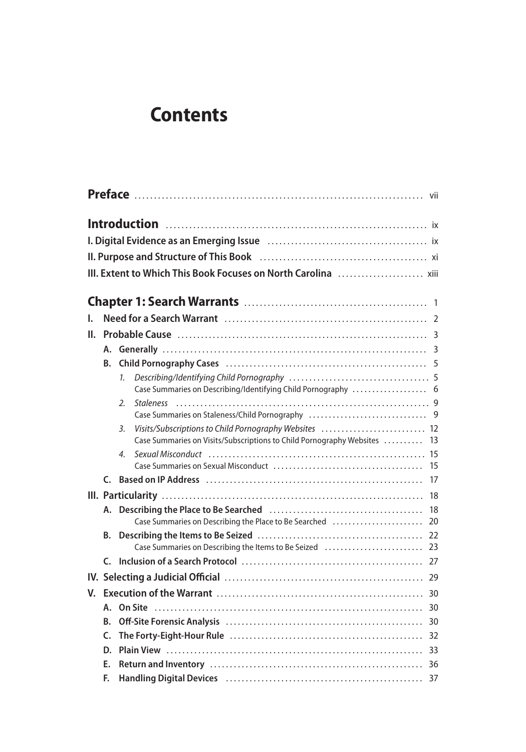# Contents

**Preface** ... vii

**Introduction** ... ix

**I. Digital Evidence as an Emerging Issue** ... ix

**II. Purpose and Structure of This Book** ... xi

**III. Extent to Which This Book Focuses on North Carolina** ... xiii

**Chapter 1: Search Warrants** ... 1

- **I. Need for a Search Warrant** ... 2
- **II. Probable Cause** ... 3
  - **A. Generally** ... 3
  - **B. Child Pornography Cases** ... 5
    1. *Describing/Identifying Child Pornography* ... 5
       Case Summaries on Describing/Identifying Child Pornography ... 6
    2. *Staleness* ... 9
       Case Summaries on Staleness/Child Pornography ... 9
    3. *Visits/Subscriptions to Child Pornography Websites* ... 12
       Case Summaries on Visits/Subscriptions to Child Pornography Websites ... 13
    4. *Sexual Misconduct* ... 15
       Case Summaries on Sexual Misconduct ... 15
  - **C. Based on IP Address** ... 17
- **III. Particularity** ... 18
  - **A. Describing the Place to Be Searched** ... 18
    Case Summaries on Describing the Place to Be Searched ... 20
  - **B. Describing the Items to Be Seized** ... 22
    Case Summaries on Describing the Items to Be Seized ... 23
  - **C. Inclusion of a Search Protocol** ... 27
- **IV. Selecting a Judicial Official** ... 29
- **V. Execution of the Warrant** ... 30
  - **A. On Site** ... 30
  - **B. Off-Site Forensic Analysis** ... 30
  - **C. The Forty-Eight-Hour Rule** ... 32
  - **D. Plain View** ... 33
  - **E. Return and Inventory** ... 36
  - **F. Handling Digital Devices** ... 37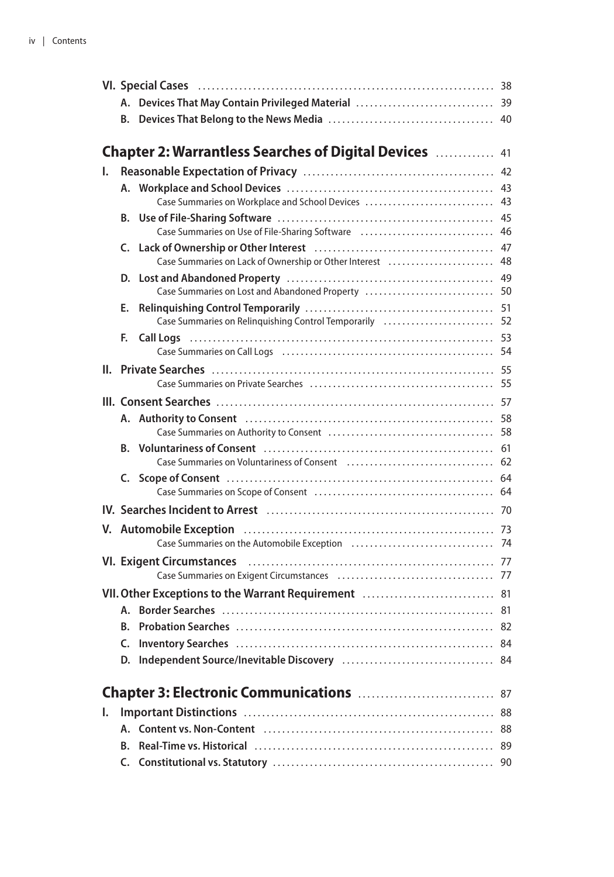- **VI. Special Cases** ... 38
  - **A. Devices That May Contain Privileged Material** ... 39
  - **B. Devices That Belong to the News Media** ... 40

## Chapter 2: Warrantless Searches of Digital Devices ... 41

- **I. Reasonable Expectation of Privacy** ... 42
  - **A. Workplace and School Devices** ... 43
    - Case Summaries on Workplace and School Devices ... 43
  - **B. Use of File-Sharing Software** ... 45
    - Case Summaries on Use of File-Sharing Software ... 46
  - **C. Lack of Ownership or Other Interest** ... 47
    - Case Summaries on Lack of Ownership or Other Interest ... 48
  - **D. Lost and Abandoned Property** ... 49
    - Case Summaries on Lost and Abandoned Property ... 50
  - **E. Relinquishing Control Temporarily** ... 51
    - Case Summaries on Relinquishing Control Temporarily ... 52
  - **F. Call Logs** ... 53
    - Case Summaries on Call Logs ... 54
- **II. Private Searches** ... 55
  - Case Summaries on Private Searches ... 55
- **III. Consent Searches** ... 57
  - **A. Authority to Consent** ... 58
    - Case Summaries on Authority to Consent ... 58
  - **B. Voluntariness of Consent** ... 61
    - Case Summaries on Voluntariness of Consent ... 62
  - **C. Scope of Consent** ... 64
    - Case Summaries on Scope of Consent ... 64
- **IV. Searches Incident to Arrest** ... 70
- **V. Automobile Exception** ... 73
  - Case Summaries on the Automobile Exception ... 74
- **VI. Exigent Circumstances** ... 77
  - Case Summaries on Exigent Circumstances ... 77
- **VII. Other Exceptions to the Warrant Requirement** ... 81
  - **A. Border Searches** ... 81
  - **B. Probation Searches** ... 82
  - **C. Inventory Searches** ... 84
  - **D. Independent Source/Inevitable Discovery** ... 84

## Chapter 3: Electronic Communications ... 87

- **I. Important Distinctions** ... 88
  - **A. Content vs. Non-Content** ... 88
  - **B. Real-Time vs. Historical** ... 89
  - **C. Constitutional vs. Statutory** ... 90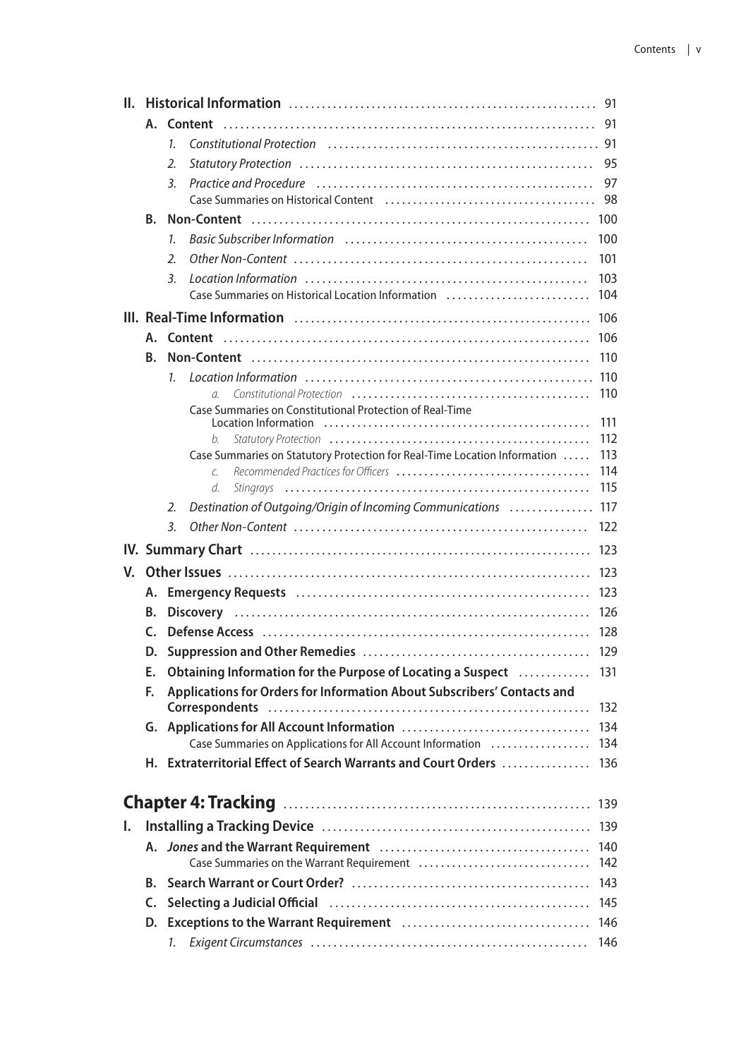- **II. Historical Information** 91
  - **A. Content** 91
    1. *Constitutional Protection* 91
    2. *Statutory Protection* 95
    3. *Practice and Procedure* 97
       - Case Summaries on Historical Content 98
  - **B. Non-Content** 100
    1. *Basic Subscriber Information* 100
    2. *Other Non-Content* 101
    3. *Location Information* 103
       - Case Summaries on Historical Location Information 104
- **III. Real-Time Information** 106
  - **A. Content** 106
  - **B. Non-Content** 110
    1. *Location Information* 110
       - a. *Constitutional Protection* 110
       - Case Summaries on Constitutional Protection of Real-Time Location Information 111
       - b. *Statutory Protection* 112
       - Case Summaries on Statutory Protection for Real-Time Location Information 113
       - c. *Recommended Practices for Officers* 114
       - d. *Stingrays* 115
    2. *Destination of Outgoing/Origin of Incoming Communications* 117
    3. *Other Non-Content* 122
- **IV. Summary Chart** 123
- **V. Other Issues** 123
  - **A. Emergency Requests** 123
  - **B. Discovery** 126
  - **C. Defense Access** 128
  - **D. Suppression and Other Remedies** 129
  - **E. Obtaining Information for the Purpose of Locating a Suspect** 131
  - **F. Applications for Orders for Information About Subscribers' Contacts and Correspondents** 132
  - **G. Applications for All Account Information** 134
    - Case Summaries on Applications for All Account Information 134
  - **H. Extraterritorial Effect of Search Warrants and Court Orders** 136

# Chapter 4: Tracking 139

- **I. Installing a Tracking Device** 139
  - **A. *Jones* and the Warrant Requirement** 140
    - Case Summaries on the Warrant Requirement 142
  - **B. Search Warrant or Court Order?** 143
  - **C. Selecting a Judicial Official** 145
  - **D. Exceptions to the Warrant Requirement** 146
    1. *Exigent Circumstances* 146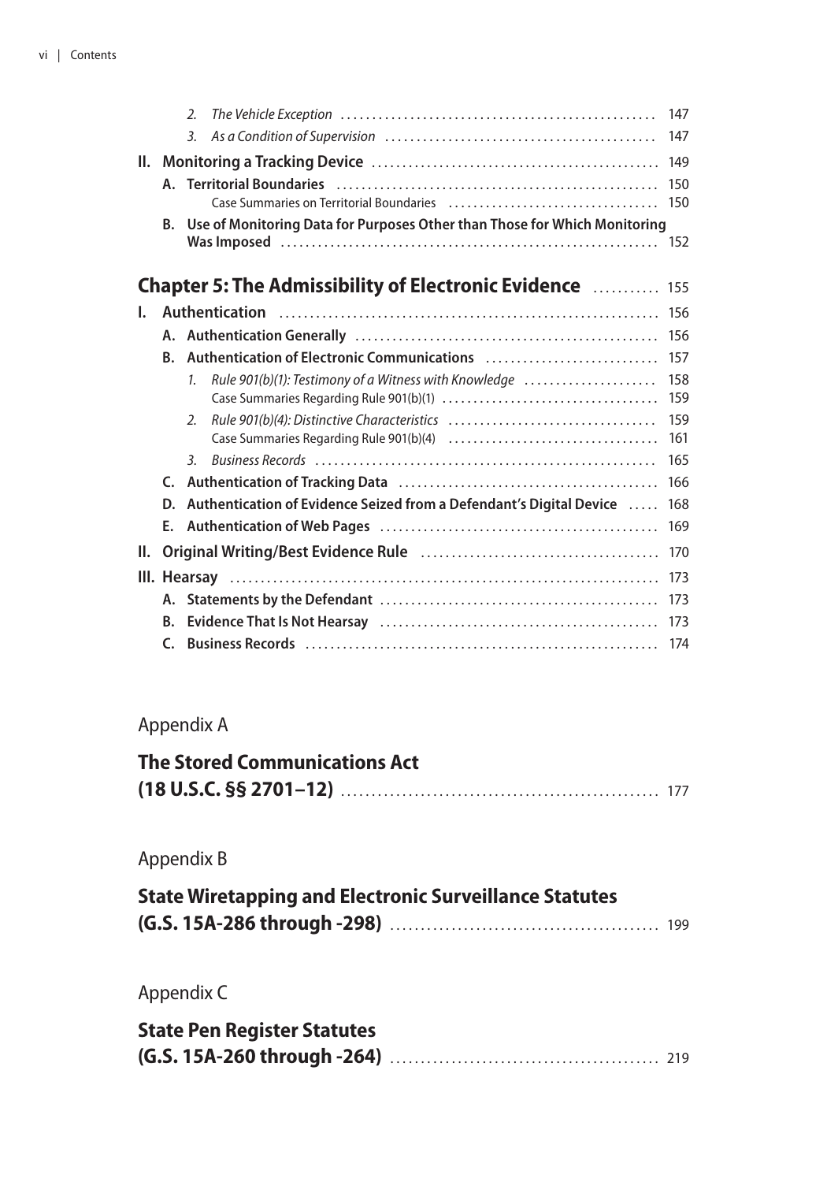2. *The Vehicle Exception* .......... 147
3. *As a Condition of Supervision* .......... 147

**II. Monitoring a Tracking Device** .......... 149

**A. Territorial Boundaries** .......... 150
Case Summaries on Territorial Boundaries .......... 150

**B. Use of Monitoring Data for Purposes Other than Those for Which Monitoring Was Imposed** .......... 152

## Chapter 5: The Admissibility of Electronic Evidence .......... 155

**I. Authentication** .......... 156

**A. Authentication Generally** .......... 156

**B. Authentication of Electronic Communications** .......... 157

1. *Rule 901(b)(1): Testimony of a Witness with Knowledge* .......... 158
   Case Summaries Regarding Rule 901(b)(1) .......... 159
2. *Rule 901(b)(4): Distinctive Characteristics* .......... 159
   Case Summaries Regarding Rule 901(b)(4) .......... 161
3. *Business Records* .......... 165

**C. Authentication of Tracking Data** .......... 166

**D. Authentication of Evidence Seized from a Defendant's Digital Device** .......... 168

**E. Authentication of Web Pages** .......... 169

**II. Original Writing/Best Evidence Rule** .......... 170

**III. Hearsay** .......... 173

**A. Statements by the Defendant** .......... 173

**B. Evidence That Is Not Hearsay** .......... 173

**C. Business Records** .......... 174

Appendix A

## The Stored Communications Act (18 U.S.C. §§ 2701–12) .......... 177

Appendix B

## State Wiretapping and Electronic Surveillance Statutes (G.S. 15A-286 through -298) .......... 199

Appendix C

## State Pen Register Statutes (G.S. 15A-260 through -264) .......... 219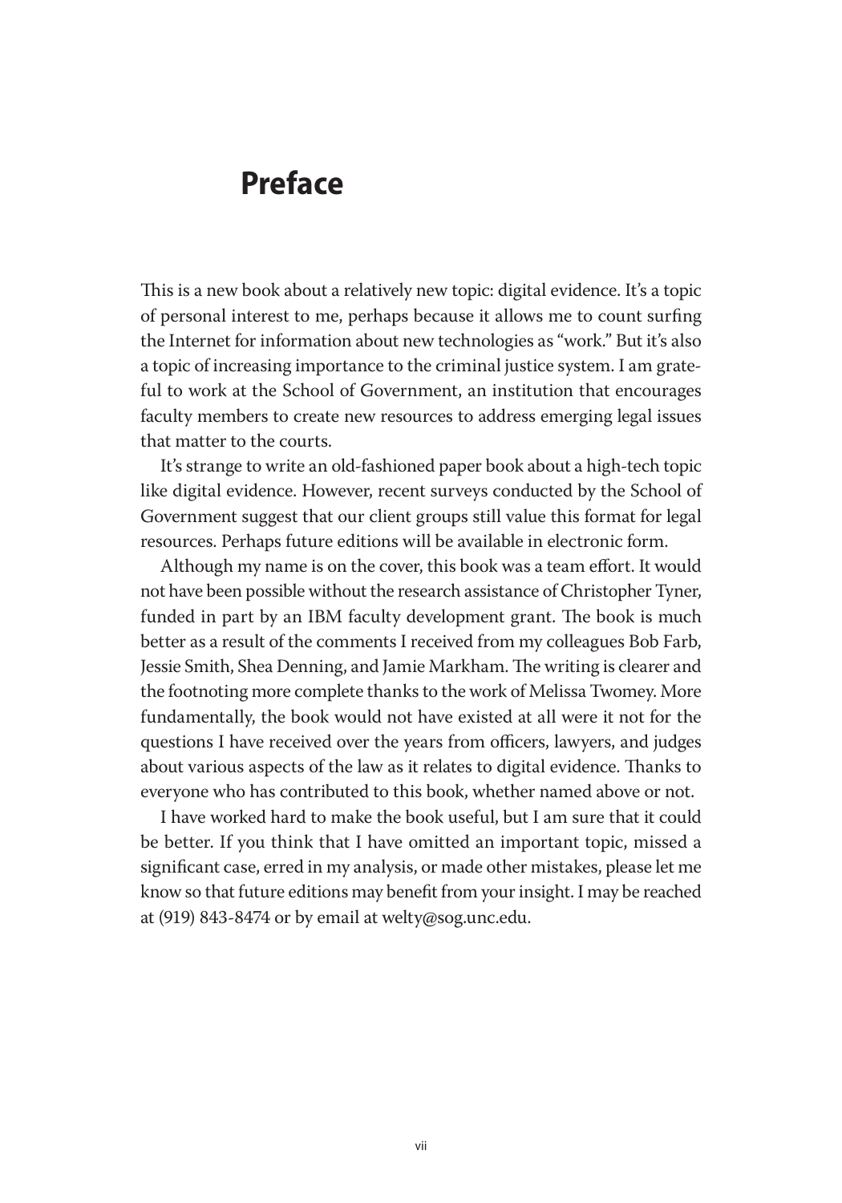# Preface

This is a new book about a relatively new topic: digital evidence. It's a topic of personal interest to me, perhaps because it allows me to count surfing the Internet for information about new technologies as "work." But it's also a topic of increasing importance to the criminal justice system. I am grateful to work at the School of Government, an institution that encourages faculty members to create new resources to address emerging legal issues that matter to the courts.

It's strange to write an old-fashioned paper book about a high-tech topic like digital evidence. However, recent surveys conducted by the School of Government suggest that our client groups still value this format for legal resources. Perhaps future editions will be available in electronic form.

Although my name is on the cover, this book was a team effort. It would not have been possible without the research assistance of Christopher Tyner, funded in part by an IBM faculty development grant. The book is much better as a result of the comments I received from my colleagues Bob Farb, Jessie Smith, Shea Denning, and Jamie Markham. The writing is clearer and the footnoting more complete thanks to the work of Melissa Twomey. More fundamentally, the book would not have existed at all were it not for the questions I have received over the years from officers, lawyers, and judges about various aspects of the law as it relates to digital evidence. Thanks to everyone who has contributed to this book, whether named above or not.

I have worked hard to make the book useful, but I am sure that it could be better. If you think that I have omitted an important topic, missed a significant case, erred in my analysis, or made other mistakes, please let me know so that future editions may benefit from your insight. I may be reached at (919) 843-8474 or by email at welty@sog.unc.edu.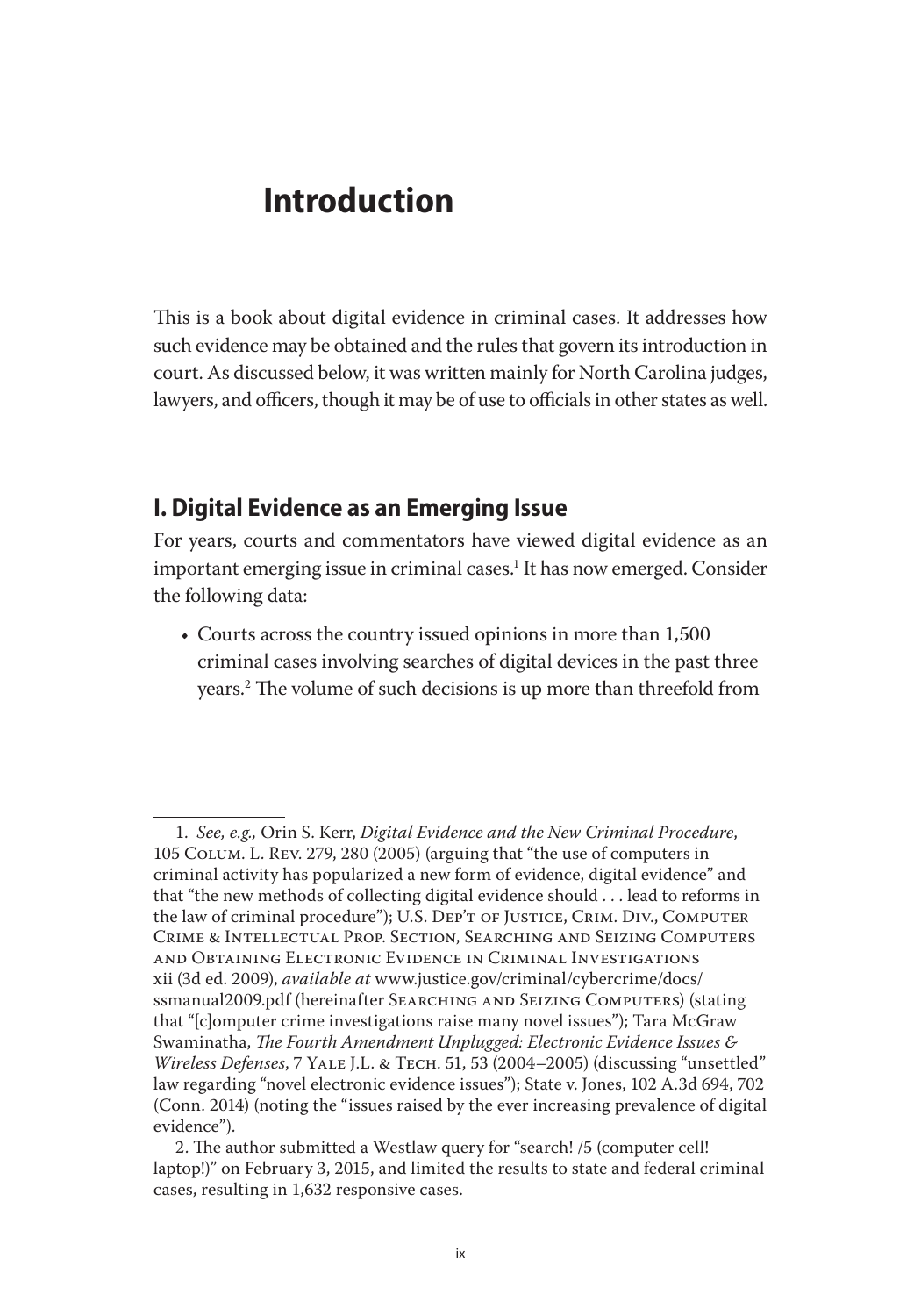# Introduction

This is a book about digital evidence in criminal cases. It addresses how such evidence may be obtained and the rules that govern its introduction in court. As discussed below, it was written mainly for North Carolina judges, lawyers, and officers, though it may be of use to officials in other states as well.

## I. Digital Evidence as an Emerging Issue

For years, courts and commentators have viewed digital evidence as an important emerging issue in criminal cases.[1] It has now emerged. Consider the following data:

- Courts across the country issued opinions in more than 1,500 criminal cases involving searches of digital devices in the past three years.[2] The volume of such decisions is up more than threefold from

---

1. *See, e.g.,* Orin S. Kerr, *Digital Evidence and the New Criminal Procedure*, 105 Colum. L. Rev. 279, 280 (2005) (arguing that "the use of computers in criminal activity has popularized a new form of evidence, digital evidence" and that "the new methods of collecting digital evidence should . . . lead to reforms in the law of criminal procedure"); U.S. Dep't of Justice, Crim. Div., Computer Crime & Intellectual Prop. Section, Searching and Seizing Computers and Obtaining Electronic Evidence in Criminal Investigations xii (3d ed. 2009), *available at* www.justice.gov/criminal/cybercrime/docs/ssmanual2009.pdf (hereinafter Searching and Seizing Computers) (stating that "[c]omputer crime investigations raise many novel issues"); Tara McGraw Swaminatha, *The Fourth Amendment Unplugged: Electronic Evidence Issues & Wireless Defenses*, 7 Yale J.L. & Tech. 51, 53 (2004–2005) (discussing "unsettled" law regarding "novel electronic evidence issues"); State v. Jones, 102 A.3d 694, 702 (Conn. 2014) (noting the "issues raised by the ever increasing prevalence of digital evidence").

2. The author submitted a Westlaw query for "search! /5 (computer cell! laptop!)" on February 3, 2015, and limited the results to state and federal criminal cases, resulting in 1,632 responsive cases.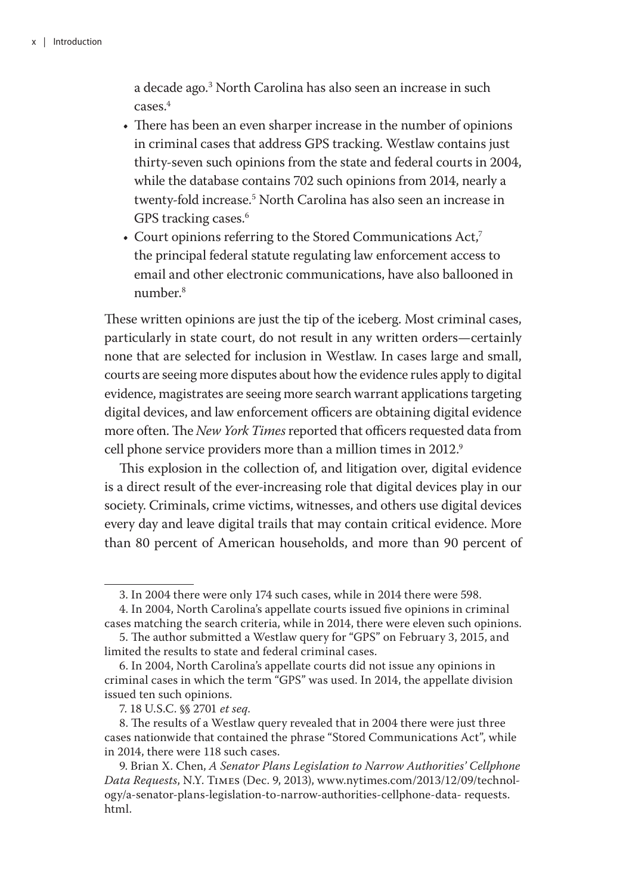a decade ago.[3] North Carolina has also seen an increase in such cases.[4]

- There has been an even sharper increase in the number of opinions in criminal cases that address GPS tracking. Westlaw contains just thirty-seven such opinions from the state and federal courts in 2004, while the database contains 702 such opinions from 2014, nearly a twenty-fold increase.[5] North Carolina has also seen an increase in GPS tracking cases.[6]
- Court opinions referring to the Stored Communications Act,[7] the principal federal statute regulating law enforcement access to email and other electronic communications, have also ballooned in number.[8]

These written opinions are just the tip of the iceberg. Most criminal cases, particularly in state court, do not result in any written orders—certainly none that are selected for inclusion in Westlaw. In cases large and small, courts are seeing more disputes about how the evidence rules apply to digital evidence, magistrates are seeing more search warrant applications targeting digital devices, and law enforcement officers are obtaining digital evidence more often. The *New York Times* reported that officers requested data from cell phone service providers more than a million times in 2012.[9]

This explosion in the collection of, and litigation over, digital evidence is a direct result of the ever-increasing role that digital devices play in our society. Criminals, crime victims, witnesses, and others use digital devices every day and leave digital trails that may contain critical evidence. More than 80 percent of American households, and more than 90 percent of

---

3. In 2004 there were only 174 such cases, while in 2014 there were 598.

4. In 2004, North Carolina's appellate courts issued five opinions in criminal cases matching the search criteria, while in 2014, there were eleven such opinions.

5. The author submitted a Westlaw query for "GPS" on February 3, 2015, and limited the results to state and federal criminal cases.

6. In 2004, North Carolina's appellate courts did not issue any opinions in criminal cases in which the term "GPS" was used. In 2014, the appellate division issued ten such opinions.

7. 18 U.S.C. §§ 2701 *et seq.*

8. The results of a Westlaw query revealed that in 2004 there were just three cases nationwide that contained the phrase "Stored Communications Act", while in 2014, there were 118 such cases.

9. Brian X. Chen, *A Senator Plans Legislation to Narrow Authorities' Cellphone Data Requests*, N.Y. Times (Dec. 9, 2013), www.nytimes.com/2013/12/09/technology/a-senator-plans-legislation-to-narrow-authorities-cellphone-data- requests.html.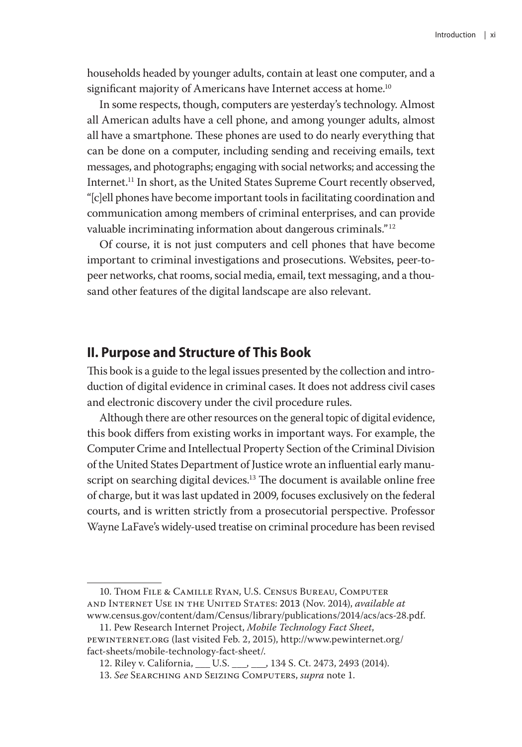households headed by younger adults, contain at least one computer, and a significant majority of Americans have Internet access at home.[10]

In some respects, though, computers are yesterday's technology. Almost all American adults have a cell phone, and among younger adults, almost all have a smartphone. These phones are used to do nearly everything that can be done on a computer, including sending and receiving emails, text messages, and photographs; engaging with social networks; and accessing the Internet.[11] In short, as the United States Supreme Court recently observed, "[c]ell phones have become important tools in facilitating coordination and communication among members of criminal enterprises, and can provide valuable incriminating information about dangerous criminals."[12]

Of course, it is not just computers and cell phones that have become important to criminal investigations and prosecutions. Websites, peer-to-peer networks, chat rooms, social media, email, text messaging, and a thousand other features of the digital landscape are also relevant.

## II. Purpose and Structure of This Book

This book is a guide to the legal issues presented by the collection and introduction of digital evidence in criminal cases. It does not address civil cases and electronic discovery under the civil procedure rules.

Although there are other resources on the general topic of digital evidence, this book differs from existing works in important ways. For example, the Computer Crime and Intellectual Property Section of the Criminal Division of the United States Department of Justice wrote an influential early manuscript on searching digital devices.[13] The document is available online free of charge, but it was last updated in 2009, focuses exclusively on the federal courts, and is written strictly from a prosecutorial perspective. Professor Wayne LaFave's widely-used treatise on criminal procedure has been revised

---

10. Thom File & Camille Ryan, U.S. Census Bureau, Computer and Internet Use in the United States: 2013 (Nov. 2014), *available at* www.census.gov/content/dam/Census/library/publications/2014/acs/acs-28.pdf.

11. Pew Research Internet Project, *Mobile Technology Fact Sheet*, pewinternet.org (last visited Feb. 2, 2015), http://www.pewinternet.org/fact-sheets/mobile-technology-fact-sheet/.

12. Riley v. California, ___ U.S. ___, ___, 134 S. Ct. 2473, 2493 (2014).

13. *See* Searching and Seizing Computers, *supra* note 1.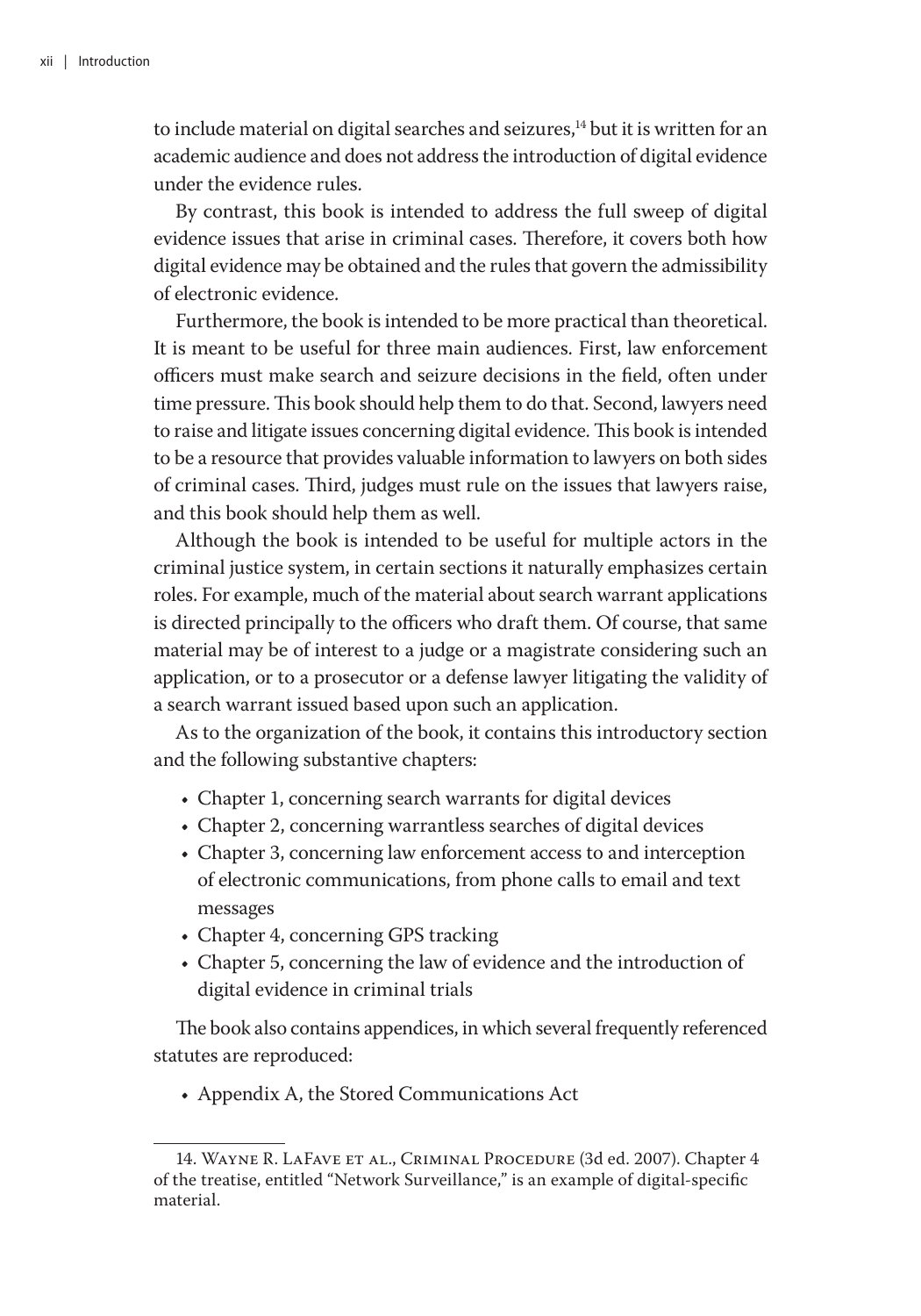to include material on digital searches and seizures,[14] but it is written for an academic audience and does not address the introduction of digital evidence under the evidence rules.

By contrast, this book is intended to address the full sweep of digital evidence issues that arise in criminal cases. Therefore, it covers both how digital evidence may be obtained and the rules that govern the admissibility of electronic evidence.

Furthermore, the book is intended to be more practical than theoretical. It is meant to be useful for three main audiences. First, law enforcement officers must make search and seizure decisions in the field, often under time pressure. This book should help them to do that. Second, lawyers need to raise and litigate issues concerning digital evidence. This book is intended to be a resource that provides valuable information to lawyers on both sides of criminal cases. Third, judges must rule on the issues that lawyers raise, and this book should help them as well.

Although the book is intended to be useful for multiple actors in the criminal justice system, in certain sections it naturally emphasizes certain roles. For example, much of the material about search warrant applications is directed principally to the officers who draft them. Of course, that same material may be of interest to a judge or a magistrate considering such an application, or to a prosecutor or a defense lawyer litigating the validity of a search warrant issued based upon such an application.

As to the organization of the book, it contains this introductory section and the following substantive chapters:

- Chapter 1, concerning search warrants for digital devices
- Chapter 2, concerning warrantless searches of digital devices
- Chapter 3, concerning law enforcement access to and interception of electronic communications, from phone calls to email and text messages
- Chapter 4, concerning GPS tracking
- Chapter 5, concerning the law of evidence and the introduction of digital evidence in criminal trials

The book also contains appendices, in which several frequently referenced statutes are reproduced:

- Appendix A, the Stored Communications Act

---

14. Wayne R. LaFave et al., Criminal Procedure (3d ed. 2007). Chapter 4 of the treatise, entitled "Network Surveillance," is an example of digital-specific material.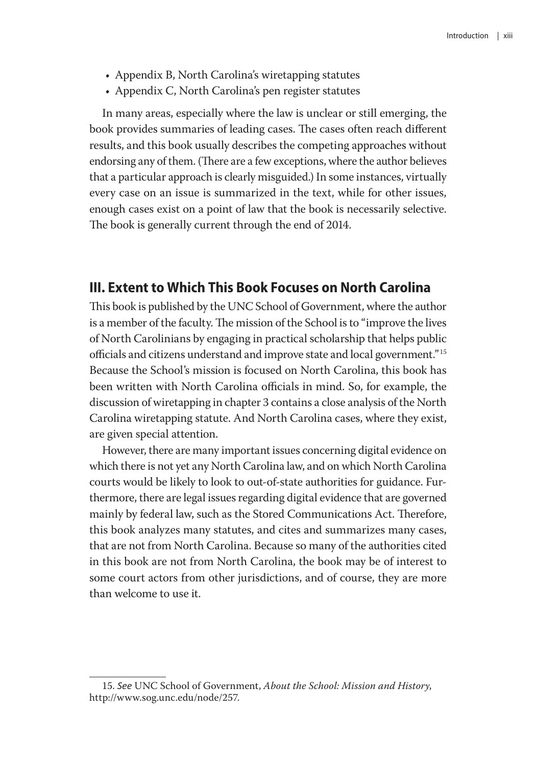- Appendix B, North Carolina's wiretapping statutes
- Appendix C, North Carolina's pen register statutes

In many areas, especially where the law is unclear or still emerging, the book provides summaries of leading cases. The cases often reach different results, and this book usually describes the competing approaches without endorsing any of them. (There are a few exceptions, where the author believes that a particular approach is clearly misguided.) In some instances, virtually every case on an issue is summarized in the text, while for other issues, enough cases exist on a point of law that the book is necessarily selective. The book is generally current through the end of 2014.

## III. Extent to Which This Book Focuses on North Carolina

This book is published by the UNC School of Government, where the author is a member of the faculty. The mission of the School is to "improve the lives of North Carolinians by engaging in practical scholarship that helps public officials and citizens understand and improve state and local government."[15] Because the School's mission is focused on North Carolina, this book has been written with North Carolina officials in mind. So, for example, the discussion of wiretapping in chapter 3 contains a close analysis of the North Carolina wiretapping statute. And North Carolina cases, where they exist, are given special attention.

However, there are many important issues concerning digital evidence on which there is not yet any North Carolina law, and on which North Carolina courts would be likely to look to out-of-state authorities for guidance. Furthermore, there are legal issues regarding digital evidence that are governed mainly by federal law, such as the Stored Communications Act. Therefore, this book analyzes many statutes, and cites and summarizes many cases, that are not from North Carolina. Because so many of the authorities cited in this book are not from North Carolina, the book may be of interest to some court actors from other jurisdictions, and of course, they are more than welcome to use it.

---

15. *See* UNC School of Government, *About the School: Mission and History*, http://www.sog.unc.edu/node/257.